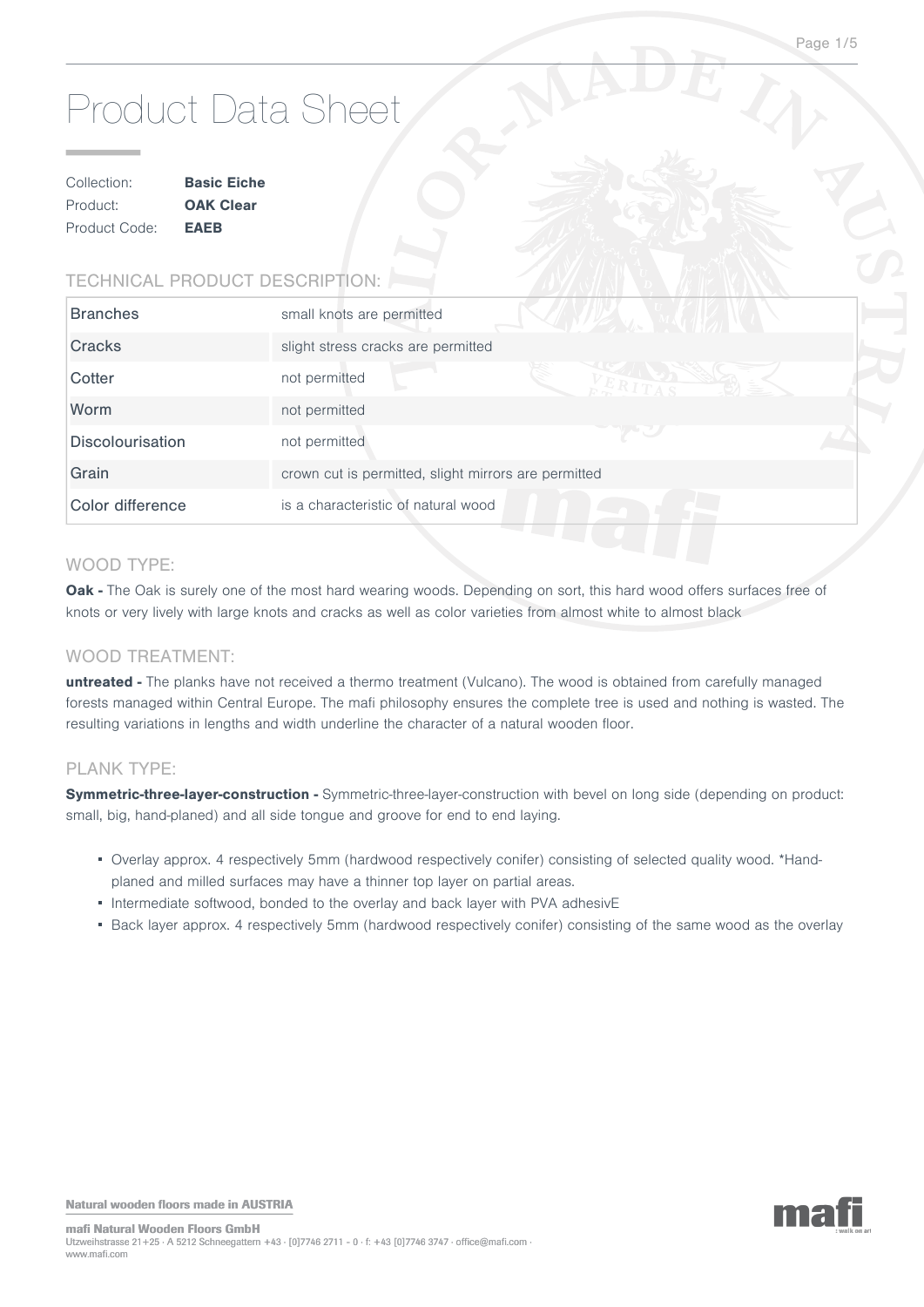# Product Data Sheet

Collection: **Basic Eiche**
Product: **OAK Clear**
Product Code: **EAEB**

## TECHNICAL PRODUCT DESCRIPTION:

| | |
|---|---|
| Branches | small knots are permitted |
| Cracks | slight stress cracks are permitted |
| Cotter | not permitted |
| Worm | not permitted |
| Discolourisation | not permitted |
| Grain | crown cut is permitted, slight mirrors are permitted |
| Color difference | is a characteristic of natural wood |

## WOOD TYPE:

**Oak -** The Oak is surely one of the most hard wearing woods. Depending on sort, this hard wood offers surfaces free of knots or very lively with large knots and cracks as well as color varieties from almost white to almost black

## WOOD TREATMENT:

**untreated -** The planks have not received a thermo treatment (Vulcano). The wood is obtained from carefully managed forests managed within Central Europe. The mafi philosophy ensures the complete tree is used and nothing is wasted. The resulting variations in lengths and width underline the character of a natural wooden floor.

## PLANK TYPE:

**Symmetric-three-layer-construction -** Symmetric-three-layer-construction with bevel on long side (depending on product: small, big, hand-planed) and all side tongue and groove for end to end laying.

- Overlay approx. 4 respectively 5mm (hardwood respectively conifer) consisting of selected quality wood. *Hand-planed and milled surfaces may have a thinner top layer on partial areas.
- Intermediate softwood, bonded to the overlay and back layer with PVA adhesivE
- Back layer approx. 4 respectively 5mm (hardwood respectively conifer) consisting of the same wood as the overlay

**Natural wooden floors made in AUSTRIA**

**mafi Natural Wooden Floors GmbH**
Utzweihstrasse 21+25 · A 5212 Schneegattern +43 · [0]7746 2711 - 0 · f: +43 [0]7746 3747 · office@mafi.com · www.mafi.com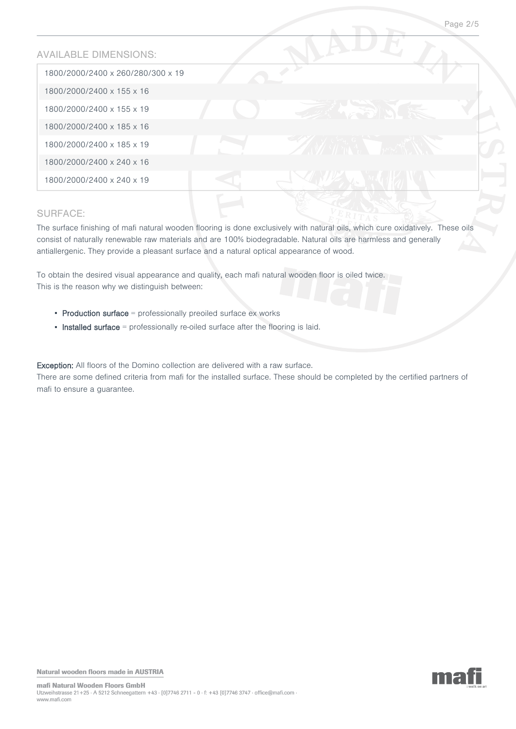## AVAILABLE DIMENSIONS:

| |
|---|
| 1800/2000/2400 x 260/280/300 x 19 |
| 1800/2000/2400 x 155 x 16 |
| 1800/2000/2400 x 155 x 19 |
| 1800/2000/2400 x 185 x 16 |
| 1800/2000/2400 x 185 x 19 |
| 1800/2000/2400 x 240 x 16 |
| 1800/2000/2400 x 240 x 19 |

## SURFACE:

The surface finishing of mafi natural wooden flooring is done exclusively with natural oils, which cure oxidatively. These oils consist of naturally renewable raw materials and are 100% biodegradable. Natural oils are harmless and generally antiallergenic. They provide a pleasant surface and a natural optical appearance of wood.

To obtain the desired visual appearance and quality, each mafi natural wooden floor is oiled twice.
This is the reason why we distinguish between:

- **Production surface** = professionally preoiled surface ex works
- **Installed surface** = professionally re-oiled surface after the flooring is laid.

**Exception:** All floors of the Domino collection are delivered with a raw surface.
There are some defined criteria from mafi for the installed surface. These should be completed by the certified partners of mafi to ensure a guarantee.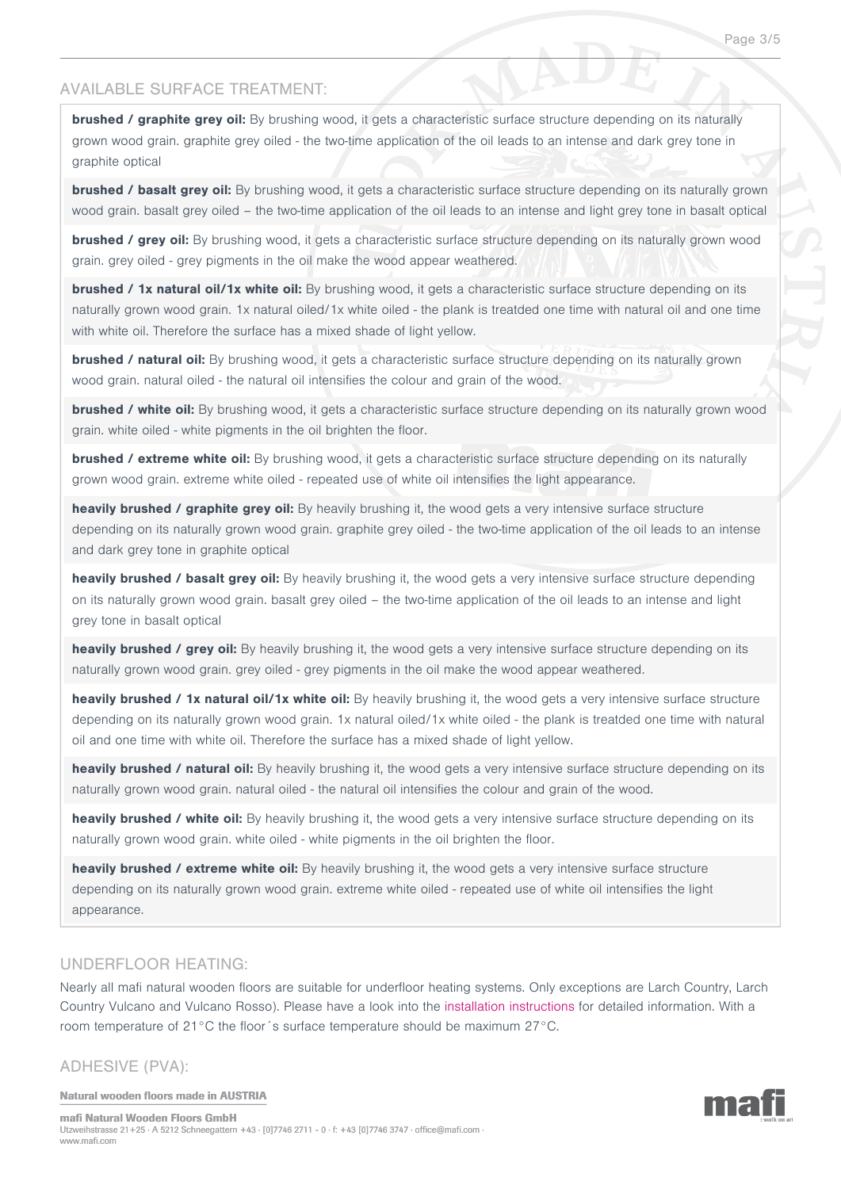## AVAILABLE SURFACE TREATMENT:

**brushed / graphite grey oil:** By brushing wood, it gets a characteristic surface structure depending on its naturally grown wood grain. graphite grey oiled - the two-time application of the oil leads to an intense and dark grey tone in graphite optical

**brushed / basalt grey oil:** By brushing wood, it gets a characteristic surface structure depending on its naturally grown wood grain. basalt grey oiled – the two-time application of the oil leads to an intense and light grey tone in basalt optical

**brushed / grey oil:** By brushing wood, it gets a characteristic surface structure depending on its naturally grown wood grain. grey oiled - grey pigments in the oil make the wood appear weathered.

**brushed / 1x natural oil/1x white oil:** By brushing wood, it gets a characteristic surface structure depending on its naturally grown wood grain. 1x natural oiled/1x white oiled - the plank is treatded one time with natural oil and one time with white oil. Therefore the surface has a mixed shade of light yellow.

**brushed / natural oil:** By brushing wood, it gets a characteristic surface structure depending on its naturally grown wood grain. natural oiled - the natural oil intensifies the colour and grain of the wood.

**brushed / white oil:** By brushing wood, it gets a characteristic surface structure depending on its naturally grown wood grain. white oiled - white pigments in the oil brighten the floor.

**brushed / extreme white oil:** By brushing wood, it gets a characteristic surface structure depending on its naturally grown wood grain. extreme white oiled - repeated use of white oil intensifies the light appearance.

**heavily brushed / graphite grey oil:** By heavily brushing it, the wood gets a very intensive surface structure depending on its naturally grown wood grain. graphite grey oiled - the two-time application of the oil leads to an intense and dark grey tone in graphite optical

**heavily brushed / basalt grey oil:** By heavily brushing it, the wood gets a very intensive surface structure depending on its naturally grown wood grain. basalt grey oiled – the two-time application of the oil leads to an intense and light grey tone in basalt optical

**heavily brushed / grey oil:** By heavily brushing it, the wood gets a very intensive surface structure depending on its naturally grown wood grain. grey oiled - grey pigments in the oil make the wood appear weathered.

**heavily brushed / 1x natural oil/1x white oil:** By heavily brushing it, the wood gets a very intensive surface structure depending on its naturally grown wood grain. 1x natural oiled/1x white oiled - the plank is treatded one time with natural oil and one time with white oil. Therefore the surface has a mixed shade of light yellow.

**heavily brushed / natural oil:** By heavily brushing it, the wood gets a very intensive surface structure depending on its naturally grown wood grain. natural oiled - the natural oil intensifies the colour and grain of the wood.

**heavily brushed / white oil:** By heavily brushing it, the wood gets a very intensive surface structure depending on its naturally grown wood grain. white oiled - white pigments in the oil brighten the floor.

**heavily brushed / extreme white oil:** By heavily brushing it, the wood gets a very intensive surface structure depending on its naturally grown wood grain. extreme white oiled - repeated use of white oil intensifies the light appearance.

## UNDERFLOOR HEATING:

Nearly all mafi natural wooden floors are suitable for underfloor heating systems. Only exceptions are Larch Country, Larch Country Vulcano and Vulcano Rosso). Please have a look into the installation instructions for detailed information. With a room temperature of 21°C the floor´s surface temperature should be maximum 27°C.

## ADHESIVE (PVA):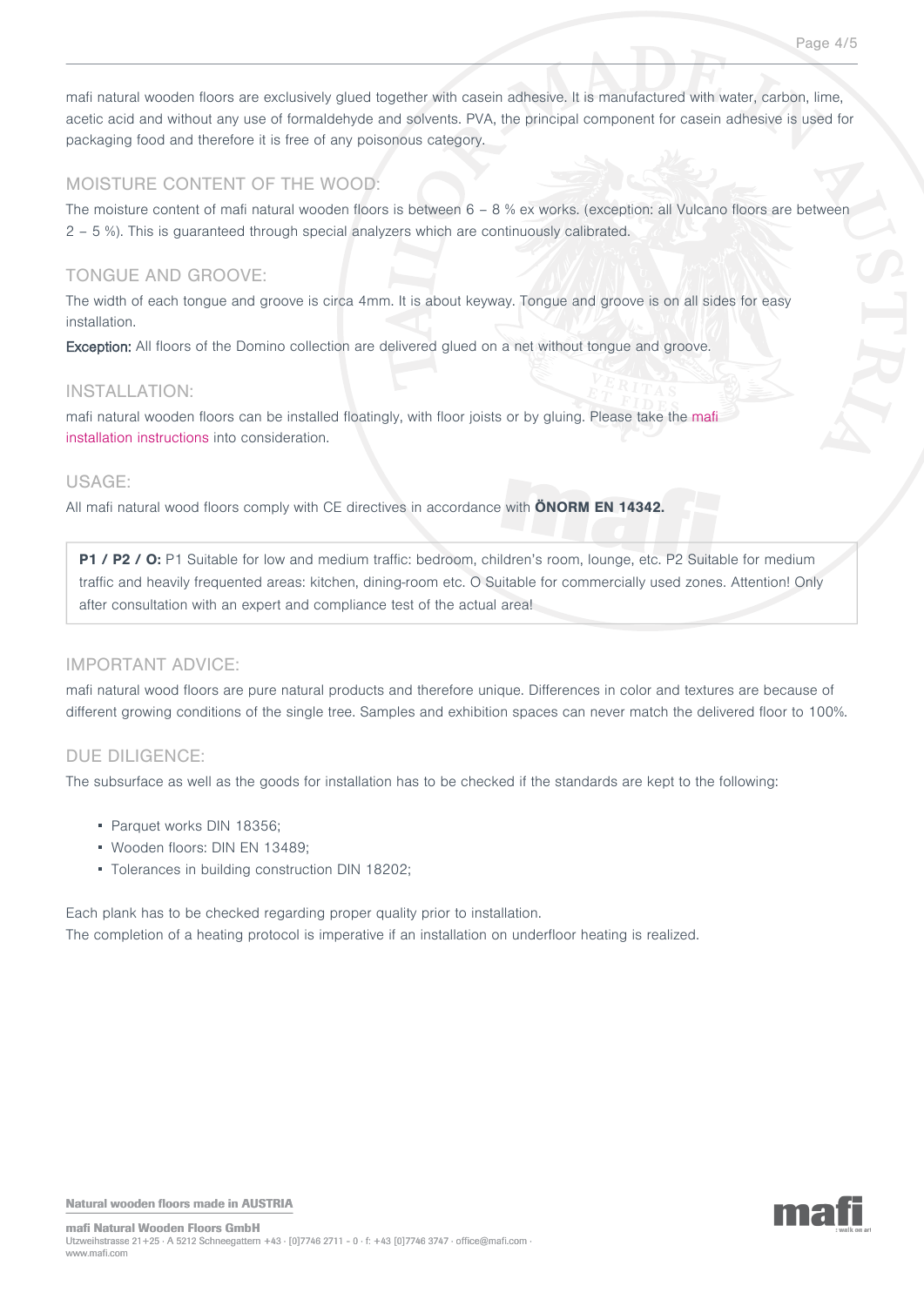mafi natural wooden floors are exclusively glued together with casein adhesive. It is manufactured with water, carbon, lime, acetic acid and without any use of formaldehyde and solvents. PVA, the principal component for casein adhesive is used for packaging food and therefore it is free of any poisonous category.

## MOISTURE CONTENT OF THE WOOD:

The moisture content of mafi natural wooden floors is between 6 – 8 % ex works. (exception: all Vulcano floors are between 2 – 5 %). This is guaranteed through special analyzers which are continuously calibrated.

## TONGUE AND GROOVE:

The width of each tongue and groove is circa 4mm. It is about keyway. Tongue and groove is on all sides for easy installation.

**Exception:** All floors of the Domino collection are delivered glued on a net without tongue and groove.

## INSTALLATION:

mafi natural wooden floors can be installed floatingly, with floor joists or by gluing. Please take the mafi installation instructions into consideration.

## USAGE:

All mafi natural wood floors comply with CE directives in accordance with **ÖNORM EN 14342.**

**P1 / P2 / O:** P1 Suitable for low and medium traffic: bedroom, children's room, lounge, etc. P2 Suitable for medium traffic and heavily frequented areas: kitchen, dining-room etc. O Suitable for commercially used zones. Attention! Only after consultation with an expert and compliance test of the actual area!

## IMPORTANT ADVICE:

mafi natural wood floors are pure natural products and therefore unique. Differences in color and textures are because of different growing conditions of the single tree. Samples and exhibition spaces can never match the delivered floor to 100%.

## DUE DILIGENCE:

The subsurface as well as the goods for installation has to be checked if the standards are kept to the following:

- Parquet works DIN 18356;
- Wooden floors: DIN EN 13489;
- Tolerances in building construction DIN 18202;

Each plank has to be checked regarding proper quality prior to installation.
The completion of a heating protocol is imperative if an installation on underfloor heating is realized.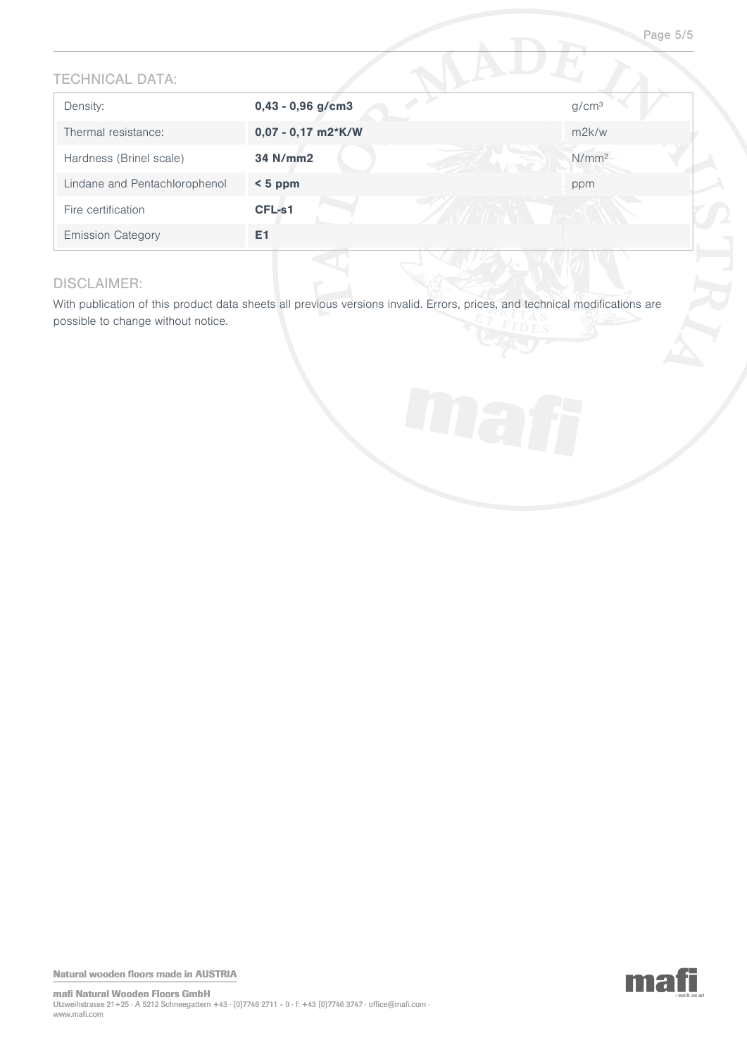## TECHNICAL DATA:

| | | |
|---|---|---|
| Density: | **0,43 - 0,96 g/cm3** | $g/cm^3$ |
| Thermal resistance: | **0,07 - 0,17 m2*K/W** | m2k/w |
| Hardness (Brinel scale) | **34 N/mm2** | $N/mm^2$ |
| Lindane and Pentachlorophenol | **< 5 ppm** | ppm |
| Fire certification | **CFL-s1** | |
| Emission Category | **E1** | |

## DISCLAIMER:

With publication of this product data sheets all previous versions invalid. Errors, prices, and technical modifications are possible to change without notice.

**Natural wooden floors made in AUSTRIA**

**mafi Natural Wooden Floors GmbH**
Utzweihstrasse 21+25 · A 5212 Schneegattern +43 · [0]7746 2711 - 0 · f: +43 [0]7746 3747 · office@mafi.com · www.mafi.com